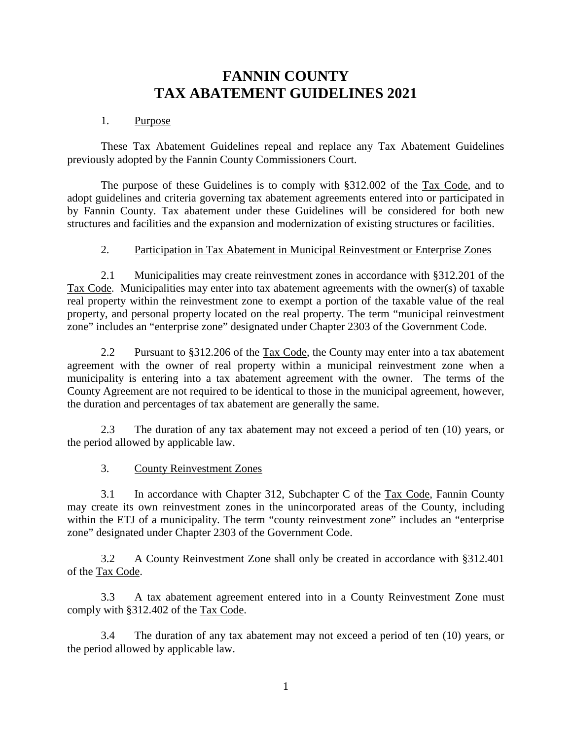# FANNIN COUNTY
# TAX ABATEMENT GUIDELINES 2021

## 1. Purpose

These Tax Abatement Guidelines repeal and replace any Tax Abatement Guidelines previously adopted by the Fannin County Commissioners Court.

The purpose of these Guidelines is to comply with §312.002 of the Tax Code, and to adopt guidelines and criteria governing tax abatement agreements entered into or participated in by Fannin County. Tax abatement under these Guidelines will be considered for both new structures and facilities and the expansion and modernization of existing structures or facilities.

## 2. Participation in Tax Abatement in Municipal Reinvestment or Enterprise Zones

2.1 Municipalities may create reinvestment zones in accordance with §312.201 of the Tax Code. Municipalities may enter into tax abatement agreements with the owner(s) of taxable real property within the reinvestment zone to exempt a portion of the taxable value of the real property, and personal property located on the real property. The term "municipal reinvestment zone" includes an "enterprise zone" designated under Chapter 2303 of the Government Code.

2.2 Pursuant to §312.206 of the Tax Code, the County may enter into a tax abatement agreement with the owner of real property within a municipal reinvestment zone when a municipality is entering into a tax abatement agreement with the owner. The terms of the County Agreement are not required to be identical to those in the municipal agreement, however, the duration and percentages of tax abatement are generally the same.

2.3 The duration of any tax abatement may not exceed a period of ten (10) years, or the period allowed by applicable law.

## 3. County Reinvestment Zones

3.1 In accordance with Chapter 312, Subchapter C of the Tax Code, Fannin County may create its own reinvestment zones in the unincorporated areas of the County, including within the ETJ of a municipality. The term "county reinvestment zone" includes an "enterprise zone" designated under Chapter 2303 of the Government Code.

3.2 A County Reinvestment Zone shall only be created in accordance with §312.401 of the Tax Code.

3.3 A tax abatement agreement entered into in a County Reinvestment Zone must comply with §312.402 of the Tax Code.

3.4 The duration of any tax abatement may not exceed a period of ten (10) years, or the period allowed by applicable law.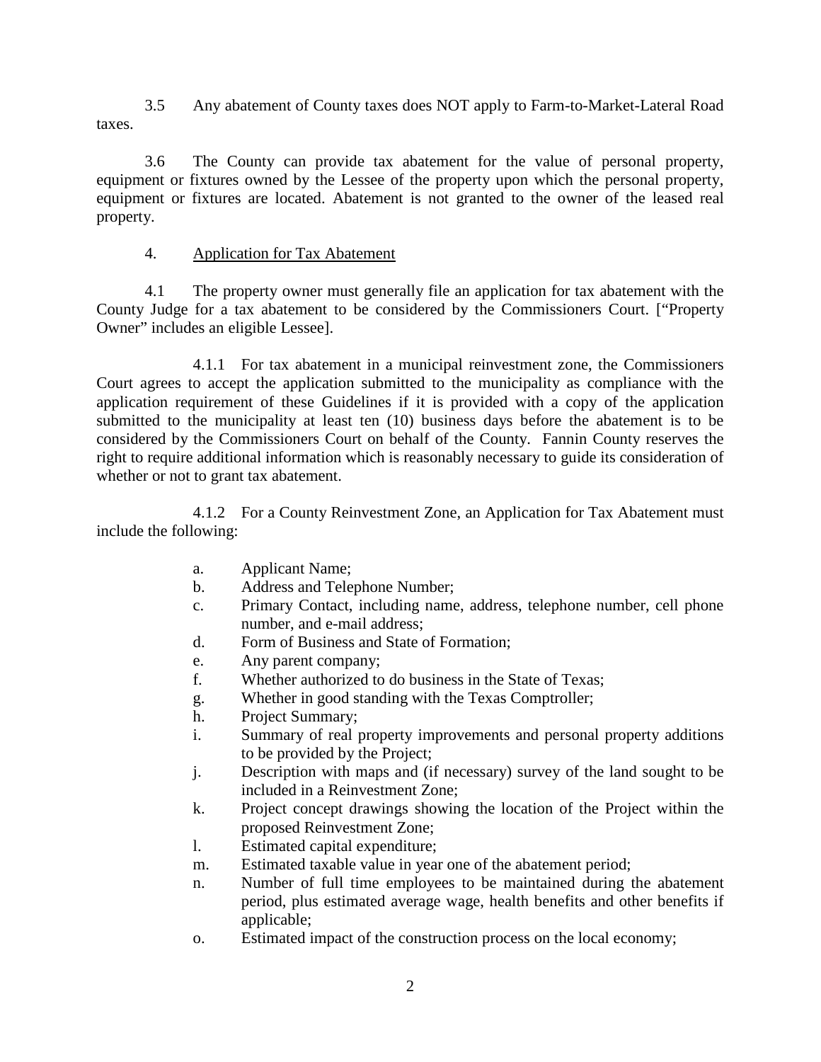3.5 Any abatement of County taxes does NOT apply to Farm-to-Market-Lateral Road taxes.

3.6 The County can provide tax abatement for the value of personal property, equipment or fixtures owned by the Lessee of the property upon which the personal property, equipment or fixtures are located. Abatement is not granted to the owner of the leased real property.

4. Application for Tax Abatement

4.1 The property owner must generally file an application for tax abatement with the County Judge for a tax abatement to be considered by the Commissioners Court. ["Property Owner" includes an eligible Lessee].

4.1.1 For tax abatement in a municipal reinvestment zone, the Commissioners Court agrees to accept the application submitted to the municipality as compliance with the application requirement of these Guidelines if it is provided with a copy of the application submitted to the municipality at least ten (10) business days before the abatement is to be considered by the Commissioners Court on behalf of the County. Fannin County reserves the right to require additional information which is reasonably necessary to guide its consideration of whether or not to grant tax abatement.

4.1.2 For a County Reinvestment Zone, an Application for Tax Abatement must include the following:

a. Applicant Name;
b. Address and Telephone Number;
c. Primary Contact, including name, address, telephone number, cell phone number, and e-mail address;
d. Form of Business and State of Formation;
e. Any parent company;
f. Whether authorized to do business in the State of Texas;
g. Whether in good standing with the Texas Comptroller;
h. Project Summary;
i. Summary of real property improvements and personal property additions to be provided by the Project;
j. Description with maps and (if necessary) survey of the land sought to be included in a Reinvestment Zone;
k. Project concept drawings showing the location of the Project within the proposed Reinvestment Zone;
l. Estimated capital expenditure;
m. Estimated taxable value in year one of the abatement period;
n. Number of full time employees to be maintained during the abatement period, plus estimated average wage, health benefits and other benefits if applicable;
o. Estimated impact of the construction process on the local economy;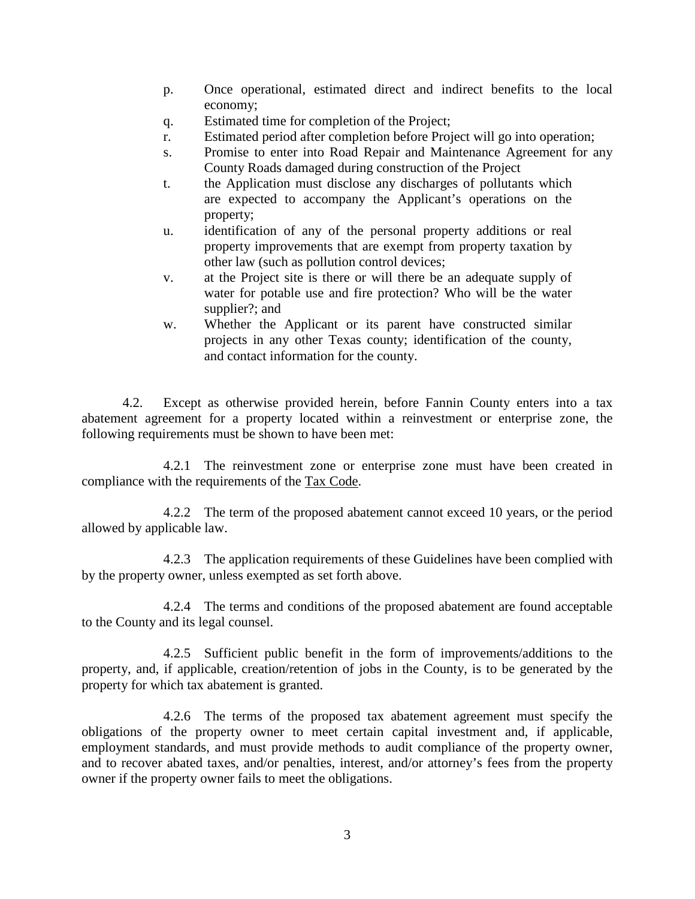p. Once operational, estimated direct and indirect benefits to the local economy;

q. Estimated time for completion of the Project;

r. Estimated period after completion before Project will go into operation;

s. Promise to enter into Road Repair and Maintenance Agreement for any County Roads damaged during construction of the Project

t. the Application must disclose any discharges of pollutants which are expected to accompany the Applicant's operations on the property;

u. identification of any of the personal property additions or real property improvements that are exempt from property taxation by other law (such as pollution control devices;

v. at the Project site is there or will there be an adequate supply of water for potable use and fire protection? Who will be the water supplier?; and

w. Whether the Applicant or its parent have constructed similar projects in any other Texas county; identification of the county, and contact information for the county.

4.2. Except as otherwise provided herein, before Fannin County enters into a tax abatement agreement for a property located within a reinvestment or enterprise zone, the following requirements must be shown to have been met:

4.2.1 The reinvestment zone or enterprise zone must have been created in compliance with the requirements of the Tax Code.

4.2.2 The term of the proposed abatement cannot exceed 10 years, or the period allowed by applicable law.

4.2.3 The application requirements of these Guidelines have been complied with by the property owner, unless exempted as set forth above.

4.2.4 The terms and conditions of the proposed abatement are found acceptable to the County and its legal counsel.

4.2.5 Sufficient public benefit in the form of improvements/additions to the property, and, if applicable, creation/retention of jobs in the County, is to be generated by the property for which tax abatement is granted.

4.2.6 The terms of the proposed tax abatement agreement must specify the obligations of the property owner to meet certain capital investment and, if applicable, employment standards, and must provide methods to audit compliance of the property owner, and to recover abated taxes, and/or penalties, interest, and/or attorney's fees from the property owner if the property owner fails to meet the obligations.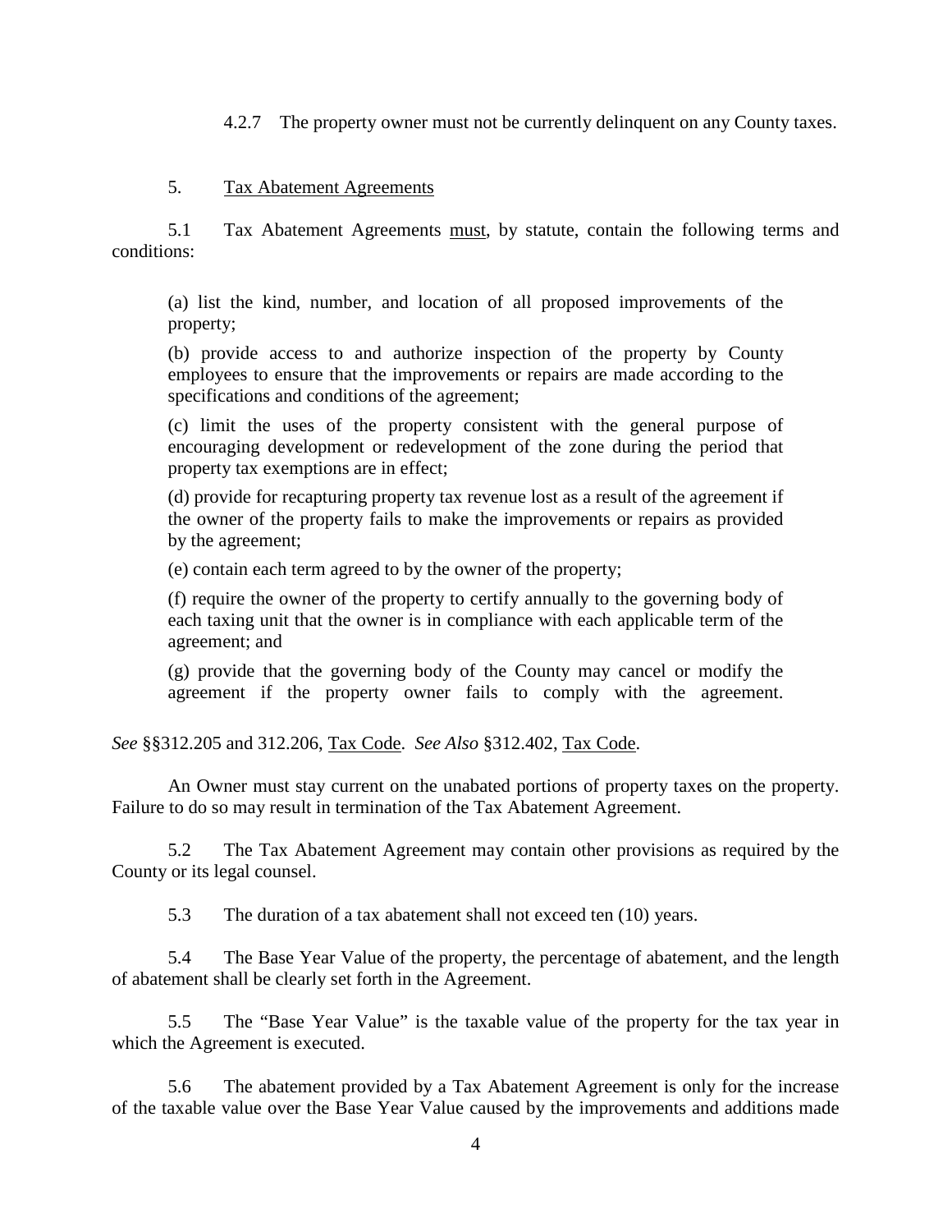4.2.7 The property owner must not be currently delinquent on any County taxes.

5. <u>Tax Abatement Agreements</u>

5.1 Tax Abatement Agreements <u>must</u>, by statute, contain the following terms and conditions:

> (a) list the kind, number, and location of all proposed improvements of the property;
>
> (b) provide access to and authorize inspection of the property by County employees to ensure that the improvements or repairs are made according to the specifications and conditions of the agreement;
>
> (c) limit the uses of the property consistent with the general purpose of encouraging development or redevelopment of the zone during the period that property tax exemptions are in effect;
>
> (d) provide for recapturing property tax revenue lost as a result of the agreement if the owner of the property fails to make the improvements or repairs as provided by the agreement;
>
> (e) contain each term agreed to by the owner of the property;
>
> (f) require the owner of the property to certify annually to the governing body of each taxing unit that the owner is in compliance with each applicable term of the agreement; and
>
> (g) provide that the governing body of the County may cancel or modify the agreement if the property owner fails to comply with the agreement.

*See* §§312.205 and 312.206, <u>Tax Code</u>. *See Also* §312.402, <u>Tax Code</u>.

An Owner must stay current on the unabated portions of property taxes on the property. Failure to do so may result in termination of the Tax Abatement Agreement.

5.2 The Tax Abatement Agreement may contain other provisions as required by the County or its legal counsel.

5.3 The duration of a tax abatement shall not exceed ten (10) years.

5.4 The Base Year Value of the property, the percentage of abatement, and the length of abatement shall be clearly set forth in the Agreement.

5.5 The "Base Year Value" is the taxable value of the property for the tax year in which the Agreement is executed.

5.6 The abatement provided by a Tax Abatement Agreement is only for the increase of the taxable value over the Base Year Value caused by the improvements and additions made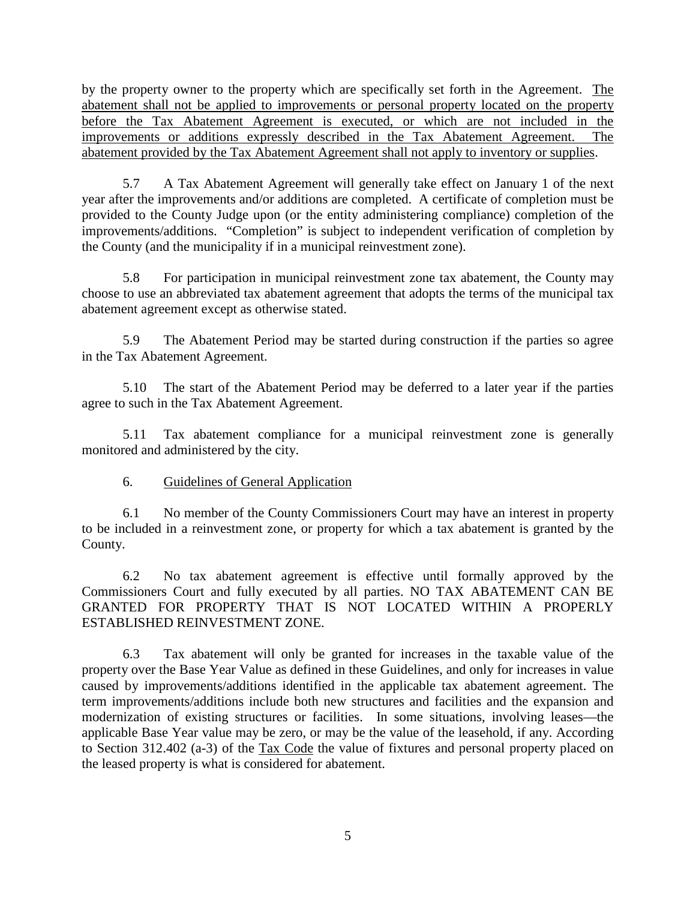by the property owner to the property which are specifically set forth in the Agreement. <u>The abatement shall not be applied to improvements or personal property located on the property before the Tax Abatement Agreement is executed, or which are not included in the improvements or additions expressly described in the Tax Abatement Agreement. The abatement provided by the Tax Abatement Agreement shall not apply to inventory or supplies</u>.

5.7 A Tax Abatement Agreement will generally take effect on January 1 of the next year after the improvements and/or additions are completed. A certificate of completion must be provided to the County Judge upon (or the entity administering compliance) completion of the improvements/additions. "Completion" is subject to independent verification of completion by the County (and the municipality if in a municipal reinvestment zone).

5.8 For participation in municipal reinvestment zone tax abatement, the County may choose to use an abbreviated tax abatement agreement that adopts the terms of the municipal tax abatement agreement except as otherwise stated.

5.9 The Abatement Period may be started during construction if the parties so agree in the Tax Abatement Agreement.

5.10 The start of the Abatement Period may be deferred to a later year if the parties agree to such in the Tax Abatement Agreement.

5.11 Tax abatement compliance for a municipal reinvestment zone is generally monitored and administered by the city.

6. <u>Guidelines of General Application</u>

6.1 No member of the County Commissioners Court may have an interest in property to be included in a reinvestment zone, or property for which a tax abatement is granted by the County.

6.2 No tax abatement agreement is effective until formally approved by the Commissioners Court and fully executed by all parties. NO TAX ABATEMENT CAN BE GRANTED FOR PROPERTY THAT IS NOT LOCATED WITHIN A PROPERLY ESTABLISHED REINVESTMENT ZONE.

6.3 Tax abatement will only be granted for increases in the taxable value of the property over the Base Year Value as defined in these Guidelines, and only for increases in value caused by improvements/additions identified in the applicable tax abatement agreement. The term improvements/additions include both new structures and facilities and the expansion and modernization of existing structures or facilities. In some situations, involving leases—the applicable Base Year value may be zero, or may be the value of the leasehold, if any. According to Section 312.402 (a-3) of the <u>Tax Code</u> the value of fixtures and personal property placed on the leased property is what is considered for abatement.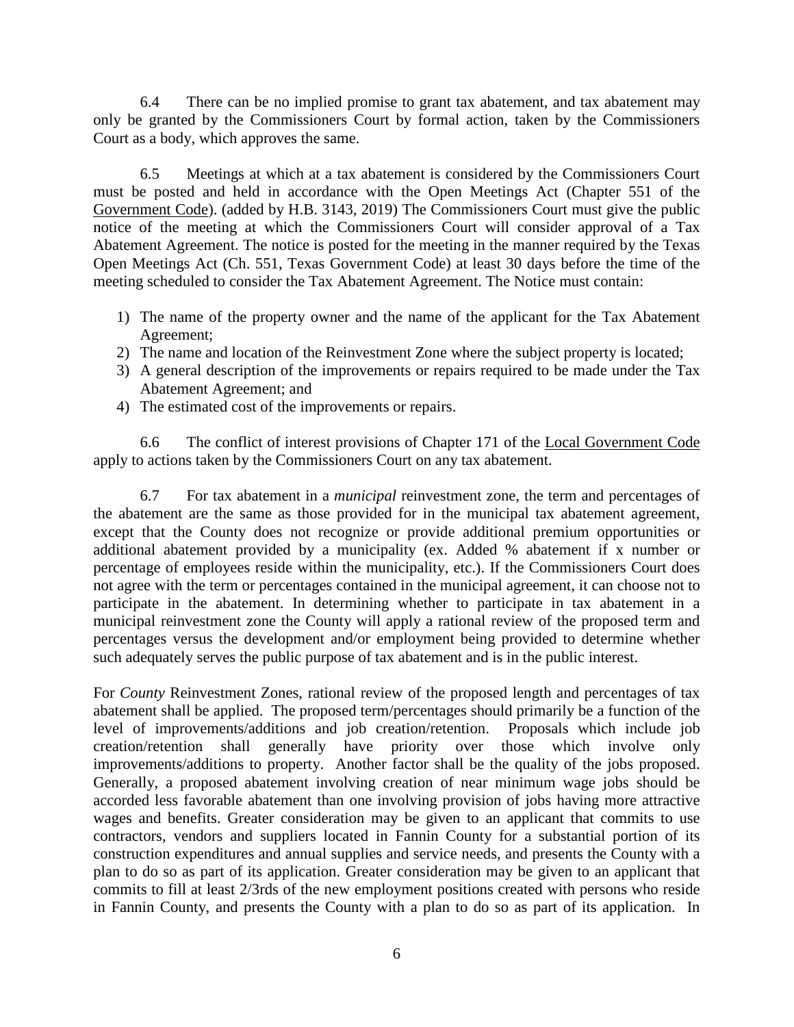6.4 There can be no implied promise to grant tax abatement, and tax abatement may only be granted by the Commissioners Court by formal action, taken by the Commissioners Court as a body, which approves the same.

6.5 Meetings at which at a tax abatement is considered by the Commissioners Court must be posted and held in accordance with the Open Meetings Act (Chapter 551 of the Government Code). (added by H.B. 3143, 2019) The Commissioners Court must give the public notice of the meeting at which the Commissioners Court will consider approval of a Tax Abatement Agreement. The notice is posted for the meeting in the manner required by the Texas Open Meetings Act (Ch. 551, Texas Government Code) at least 30 days before the time of the meeting scheduled to consider the Tax Abatement Agreement. The Notice must contain:

1) The name of the property owner and the name of the applicant for the Tax Abatement Agreement;
2) The name and location of the Reinvestment Zone where the subject property is located;
3) A general description of the improvements or repairs required to be made under the Tax Abatement Agreement; and
4) The estimated cost of the improvements or repairs.

6.6 The conflict of interest provisions of Chapter 171 of the Local Government Code apply to actions taken by the Commissioners Court on any tax abatement.

6.7 For tax abatement in a *municipal* reinvestment zone, the term and percentages of the abatement are the same as those provided for in the municipal tax abatement agreement, except that the County does not recognize or provide additional premium opportunities or additional abatement provided by a municipality (ex. Added % abatement if x number or percentage of employees reside within the municipality, etc.). If the Commissioners Court does not agree with the term or percentages contained in the municipal agreement, it can choose not to participate in the abatement. In determining whether to participate in tax abatement in a municipal reinvestment zone the County will apply a rational review of the proposed term and percentages versus the development and/or employment being provided to determine whether such adequately serves the public purpose of tax abatement and is in the public interest.

For *County* Reinvestment Zones, rational review of the proposed length and percentages of tax abatement shall be applied. The proposed term/percentages should primarily be a function of the level of improvements/additions and job creation/retention. Proposals which include job creation/retention shall generally have priority over those which involve only improvements/additions to property. Another factor shall be the quality of the jobs proposed. Generally, a proposed abatement involving creation of near minimum wage jobs should be accorded less favorable abatement than one involving provision of jobs having more attractive wages and benefits. Greater consideration may be given to an applicant that commits to use contractors, vendors and suppliers located in Fannin County for a substantial portion of its construction expenditures and annual supplies and service needs, and presents the County with a plan to do so as part of its application. Greater consideration may be given to an applicant that commits to fill at least 2/3rds of the new employment positions created with persons who reside in Fannin County, and presents the County with a plan to do so as part of its application. In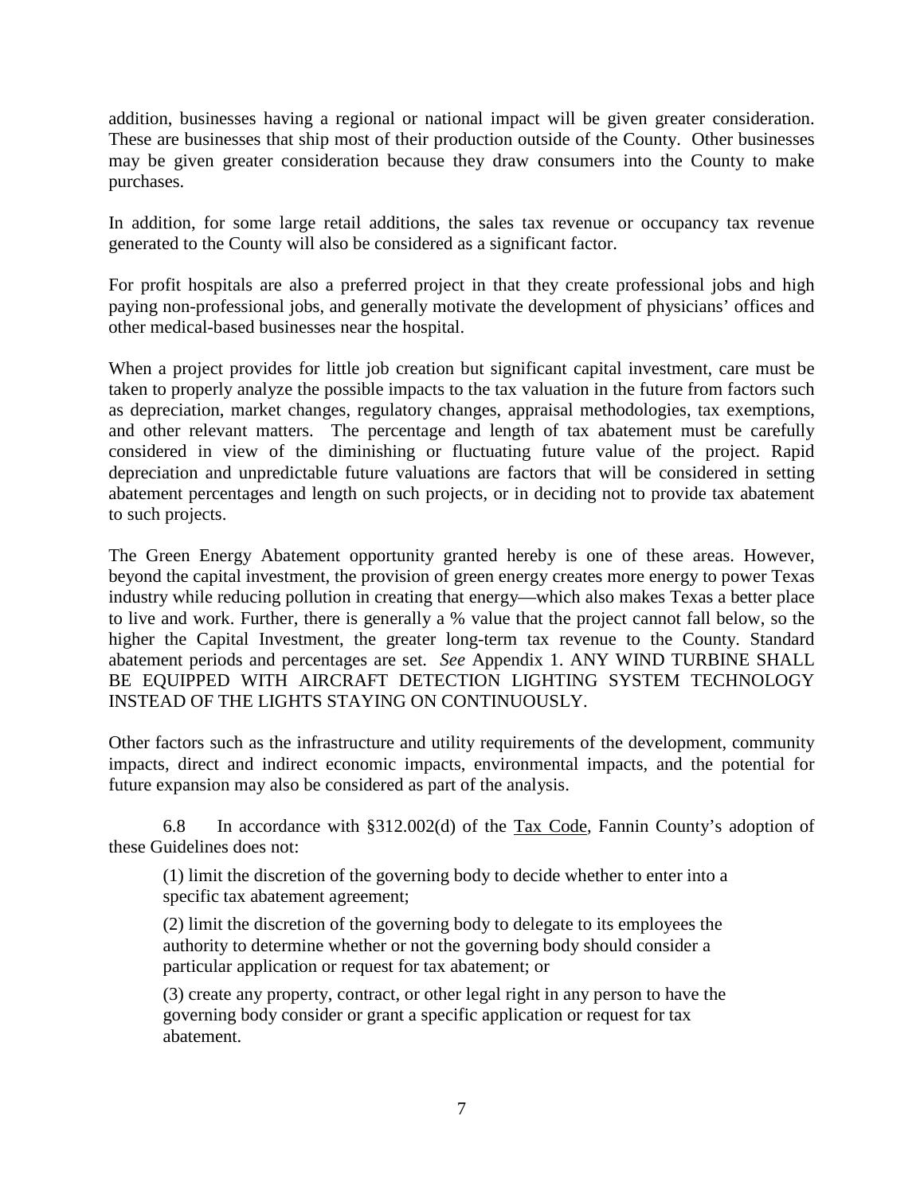addition, businesses having a regional or national impact will be given greater consideration. These are businesses that ship most of their production outside of the County. Other businesses may be given greater consideration because they draw consumers into the County to make purchases.

In addition, for some large retail additions, the sales tax revenue or occupancy tax revenue generated to the County will also be considered as a significant factor.

For profit hospitals are also a preferred project in that they create professional jobs and high paying non-professional jobs, and generally motivate the development of physicians' offices and other medical-based businesses near the hospital.

When a project provides for little job creation but significant capital investment, care must be taken to properly analyze the possible impacts to the tax valuation in the future from factors such as depreciation, market changes, regulatory changes, appraisal methodologies, tax exemptions, and other relevant matters. The percentage and length of tax abatement must be carefully considered in view of the diminishing or fluctuating future value of the project. Rapid depreciation and unpredictable future valuations are factors that will be considered in setting abatement percentages and length on such projects, or in deciding not to provide tax abatement to such projects.

The Green Energy Abatement opportunity granted hereby is one of these areas. However, beyond the capital investment, the provision of green energy creates more energy to power Texas industry while reducing pollution in creating that energy—which also makes Texas a better place to live and work. Further, there is generally a % value that the project cannot fall below, so the higher the Capital Investment, the greater long-term tax revenue to the County. Standard abatement periods and percentages are set. *See* Appendix 1. ANY WIND TURBINE SHALL BE EQUIPPED WITH AIRCRAFT DETECTION LIGHTING SYSTEM TECHNOLOGY INSTEAD OF THE LIGHTS STAYING ON CONTINUOUSLY.

Other factors such as the infrastructure and utility requirements of the development, community impacts, direct and indirect economic impacts, environmental impacts, and the potential for future expansion may also be considered as part of the analysis.

6.8 In accordance with §312.002(d) of the Tax Code, Fannin County's adoption of these Guidelines does not:

(1) limit the discretion of the governing body to decide whether to enter into a specific tax abatement agreement;

(2) limit the discretion of the governing body to delegate to its employees the authority to determine whether or not the governing body should consider a particular application or request for tax abatement; or

(3) create any property, contract, or other legal right in any person to have the governing body consider or grant a specific application or request for tax abatement.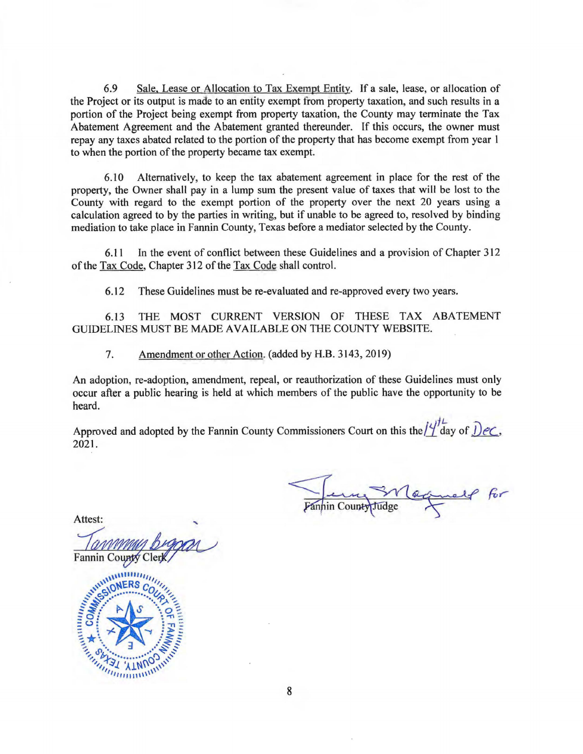6.9 Sale, Lease or Allocation to Tax Exempt Entity. If a sale, lease, or allocation of the Project or its output is made to an entity exempt from property taxation, and such results in a portion of the Project being exempt from property taxation, the County may terminate the Tax Abatement Agreement and the Abatement granted thereunder. If this occurs, the owner must repay any taxes abated related to the portion of the property that has become exempt from year 1 to when the portion of the property became tax exempt.

6.10 Alternatively, to keep the tax abatement agreement in place for the rest of the property, the Owner shall pay in a lump sum the present value of taxes that will be lost to the County with regard to the exempt portion of the property over the next 20 years using a calculation agreed to by the parties in writing, but if unable to be agreed to, resolved by binding mediation to take place in Fannin County, Texas before a mediator selected by the County.

6.11 In the event of conflict between these Guidelines and a provision of Chapter 312 of the Tax Code, Chapter 312 of the Tax Code shall control.

6.12 These Guidelines must be re-evaluated and re-approved every two years.

6.13 THE MOST CURRENT VERSION OF THESE TAX ABATEMENT GUIDELINES MUST BE MADE AVAILABLE ON THE COUNTY WEBSITE.

7. Amendment or other Action. (added by H.B. 3143, 2019)

An adoption, re-adoption, amendment, repeal, or reauthorization of these Guidelines must only occur after a public hearing is held at which members of the public have the opportunity to be heard.

Approved and adopted by the Fannin County Commissioners Court on this the 14th day of Dec, 2021.

Fannin County Judge

Attest:

Fannin County Clerk

COMMISSIONERS COURT OF FANNIN COUNTY, TEXAS